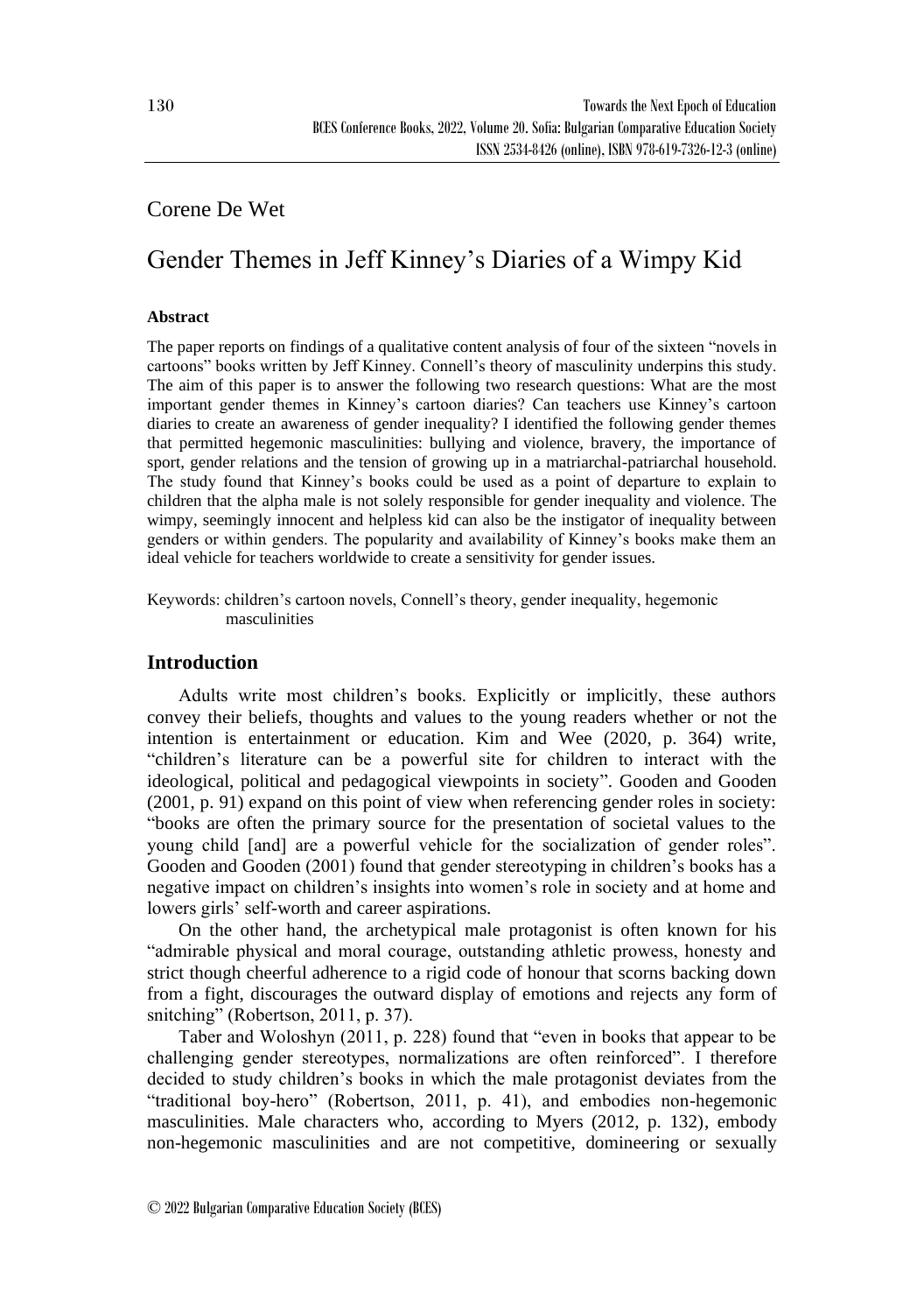Corene De Wet

# Gender Themes in Jeff Kinney's Diaries of a Wimpy Kid

### Abstract

The paper reports on findings of a qualitative content analysis of four of the sixteen "novels in cartoons" books written by Jeff Kinney. Connell's theory of masculinity underpins this study. The aim of this paper is to answer the following two research questions: What are the most important gender themes in Kinney's cartoon diaries? Can teachers use Kinney's cartoon diaries to create an awareness of gender inequality? I identified the following gender themes that permitted hegemonic masculinities: bullying and violence, bravery, the importance of sport, gender relations and the tension of growing up in a matriarchal-patriarchal household. The study found that Kinney's books could be used as a point of departure to explain to children that the alpha male is not solely responsible for gender inequality and violence. The wimpy, seemingly innocent and helpless kid can also be the instigator of inequality between genders or within genders. The popularity and availability of Kinney's books make them an ideal vehicle for teachers worldwide to create a sensitivity for gender issues.

Keywords: children's cartoon novels, Connell's theory, gender inequality, hegemonic masculinities

## Introduction

Adults write most children's books. Explicitly or implicitly, these authors convey their beliefs, thoughts and values to the young readers whether or not the intention is entertainment or education. Kim and Wee (2020, p. 364) write, "children's literature can be a powerful site for children to interact with the ideological, political and pedagogical viewpoints in society". Gooden and Gooden (2001, p. 91) expand on this point of view when referencing gender roles in society: "books are often the primary source for the presentation of societal values to the young child [and] are a powerful vehicle for the socialization of gender roles". Gooden and Gooden (2001) found that gender stereotyping in children's books has a negative impact on children's insights into women's role in society and at home and lowers girls' self-worth and career aspirations.

On the other hand, the archetypical male protagonist is often known for his "admirable physical and moral courage, outstanding athletic prowess, honesty and strict though cheerful adherence to a rigid code of honour that scorns backing down from a fight, discourages the outward display of emotions and rejects any form of snitching" (Robertson, 2011, p. 37).

Taber and Woloshyn (2011, p. 228) found that "even in books that appear to be challenging gender stereotypes, normalizations are often reinforced". I therefore decided to study children's books in which the male protagonist deviates from the "traditional boy-hero" (Robertson, 2011, p. 41), and embodies non-hegemonic masculinities. Male characters who, according to Myers (2012, p. 132), embody non-hegemonic masculinities and are not competitive, domineering or sexually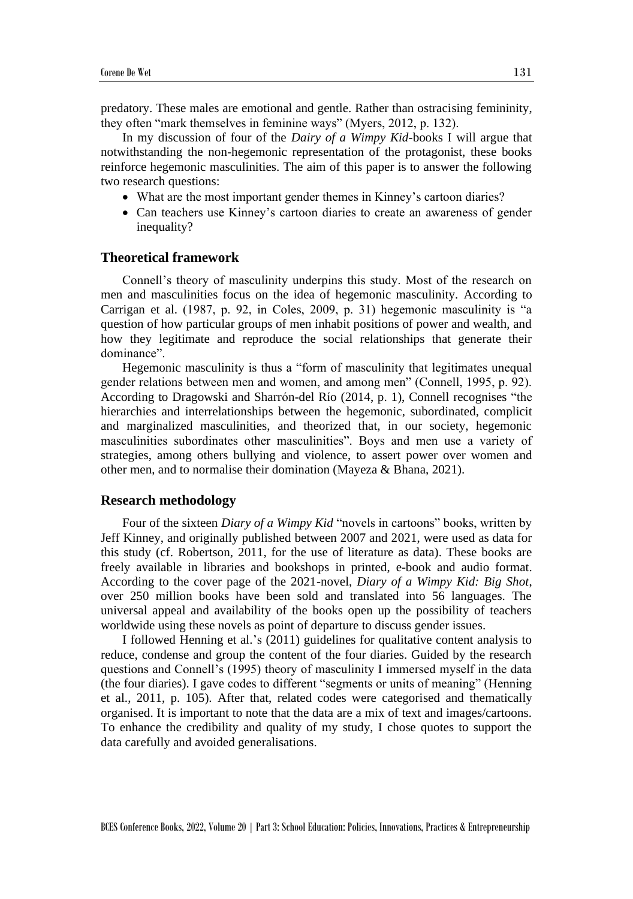predatory. These males are emotional and gentle. Rather than ostracising femininity, they often "mark themselves in feminine ways" (Myers, 2012, p. 132).

In my discussion of four of the *Dairy of a Wimpy Kid*-books I will argue that notwithstanding the non-hegemonic representation of the protagonist, these books reinforce hegemonic masculinities. The aim of this paper is to answer the following two research questions:

- What are the most important gender themes in Kinney's cartoon diaries?
- Can teachers use Kinney's cartoon diaries to create an awareness of gender inequality?

## Theoretical framework

Connell's theory of masculinity underpins this study. Most of the research on men and masculinities focus on the idea of hegemonic masculinity. According to Carrigan et al. (1987, p. 92, in Coles, 2009, p. 31) hegemonic masculinity is "a question of how particular groups of men inhabit positions of power and wealth, and how they legitimate and reproduce the social relationships that generate their dominance".

Hegemonic masculinity is thus a "form of masculinity that legitimates unequal gender relations between men and women, and among men" (Connell, 1995, p. 92). According to Dragowski and Sharrón-del Río (2014, p. 1), Connell recognises "the hierarchies and interrelationships between the hegemonic, subordinated, complicit and marginalized masculinities, and theorized that, in our society, hegemonic masculinities subordinates other masculinities". Boys and men use a variety of strategies, among others bullying and violence, to assert power over women and other men, and to normalise their domination (Mayeza & Bhana, 2021).

## Research methodology

Four of the sixteen *Diary of a Wimpy Kid* "novels in cartoons" books, written by Jeff Kinney, and originally published between 2007 and 2021, were used as data for this study (cf. Robertson, 2011, for the use of literature as data). These books are freely available in libraries and bookshops in printed, e-book and audio format. According to the cover page of the 2021-novel, *Diary of a Wimpy Kid: Big Shot*, over 250 million books have been sold and translated into 56 languages. The universal appeal and availability of the books open up the possibility of teachers worldwide using these novels as point of departure to discuss gender issues.

I followed Henning et al.'s (2011) guidelines for qualitative content analysis to reduce, condense and group the content of the four diaries. Guided by the research questions and Connell's (1995) theory of masculinity I immersed myself in the data (the four diaries). I gave codes to different "segments or units of meaning" (Henning et al., 2011, p. 105). After that, related codes were categorised and thematically organised. It is important to note that the data are a mix of text and images/cartoons. To enhance the credibility and quality of my study, I chose quotes to support the data carefully and avoided generalisations.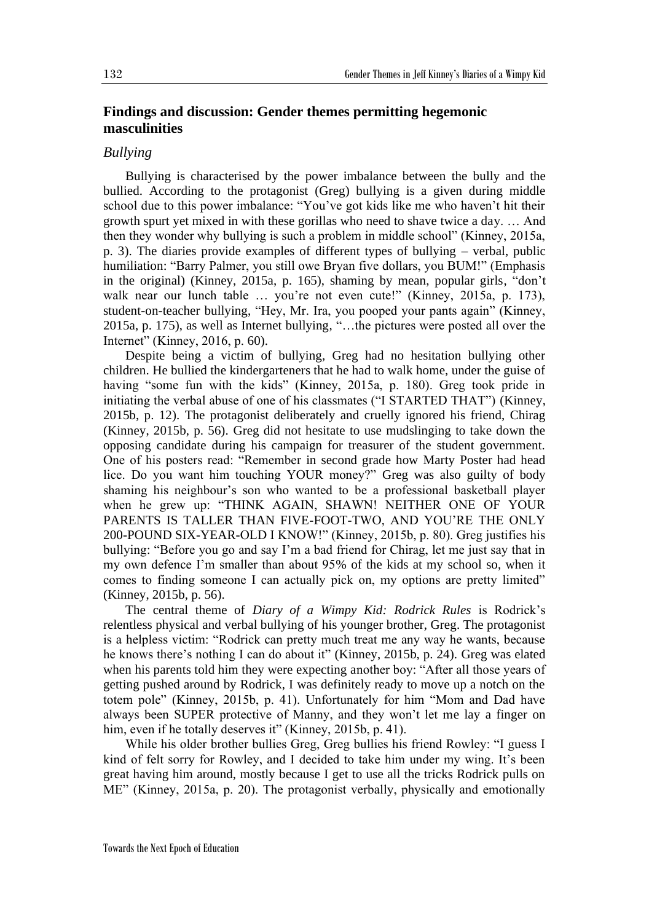## Findings and discussion: Gender themes permitting hegemonic masculinities

### *Bullying*

Bullying is characterised by the power imbalance between the bully and the bullied. According to the protagonist (Greg) bullying is a given during middle school due to this power imbalance: "You've got kids like me who haven't hit their growth spurt yet mixed in with these gorillas who need to shave twice a day. … And then they wonder why bullying is such a problem in middle school" (Kinney, 2015a, p. 3). The diaries provide examples of different types of bullying – verbal, public humiliation: "Barry Palmer, you still owe Bryan five dollars, you BUM!" (Emphasis in the original) (Kinney, 2015a, p. 165), shaming by mean, popular girls, "don't walk near our lunch table … you're not even cute!" (Kinney, 2015a, p. 173), student-on-teacher bullying, "Hey, Mr. Ira, you pooped your pants again" (Kinney, 2015a, p. 175), as well as Internet bullying, "…the pictures were posted all over the Internet" (Kinney, 2016, p. 60).

Despite being a victim of bullying, Greg had no hesitation bullying other children. He bullied the kindergarteners that he had to walk home, under the guise of having "some fun with the kids" (Kinney, 2015a, p. 180). Greg took pride in initiating the verbal abuse of one of his classmates ("I STARTED THAT") (Kinney, 2015b, p. 12). The protagonist deliberately and cruelly ignored his friend, Chirag (Kinney, 2015b, p. 56). Greg did not hesitate to use mudslinging to take down the opposing candidate during his campaign for treasurer of the student government. One of his posters read: "Remember in second grade how Marty Poster had head lice. Do you want him touching YOUR money?" Greg was also guilty of body shaming his neighbour's son who wanted to be a professional basketball player when he grew up: "THINK AGAIN, SHAWN! NEITHER ONE OF YOUR PARENTS IS TALLER THAN FIVE-FOOT-TWO, AND YOU'RE THE ONLY 200-POUND SIX-YEAR-OLD I KNOW!" (Kinney, 2015b, p. 80). Greg justifies his bullying: "Before you go and say I'm a bad friend for Chirag, let me just say that in my own defence I'm smaller than about 95% of the kids at my school so, when it comes to finding someone I can actually pick on, my options are pretty limited" (Kinney, 2015b, p. 56).

The central theme of *Diary of a Wimpy Kid: Rodrick Rules* is Rodrick's relentless physical and verbal bullying of his younger brother, Greg. The protagonist is a helpless victim: "Rodrick can pretty much treat me any way he wants, because he knows there's nothing I can do about it" (Kinney, 2015b, p. 24). Greg was elated when his parents told him they were expecting another boy: "After all those years of getting pushed around by Rodrick, I was definitely ready to move up a notch on the totem pole" (Kinney, 2015b, p. 41). Unfortunately for him "Mom and Dad have always been SUPER protective of Manny, and they won't let me lay a finger on him, even if he totally deserves it" (Kinney, 2015b, p. 41).

While his older brother bullies Greg, Greg bullies his friend Rowley: "I guess I kind of felt sorry for Rowley, and I decided to take him under my wing. It's been great having him around, mostly because I get to use all the tricks Rodrick pulls on ME" (Kinney, 2015a, p. 20). The protagonist verbally, physically and emotionally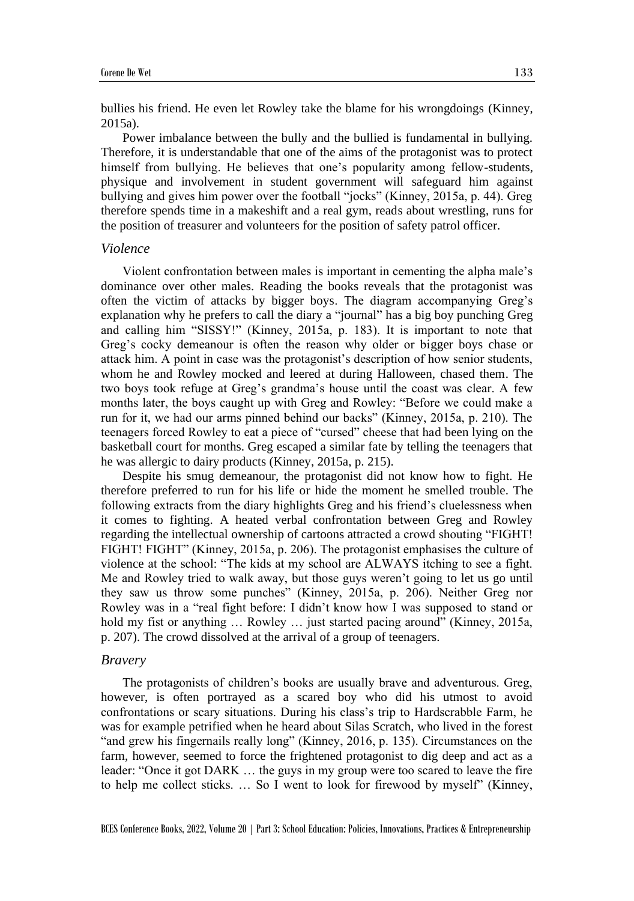bullies his friend. He even let Rowley take the blame for his wrongdoings (Kinney, 2015a).

Power imbalance between the bully and the bullied is fundamental in bullying. Therefore, it is understandable that one of the aims of the protagonist was to protect himself from bullying. He believes that one's popularity among fellow-students, physique and involvement in student government will safeguard him against bullying and gives him power over the football "jocks" (Kinney, 2015a, p. 44). Greg therefore spends time in a makeshift and a real gym, reads about wrestling, runs for the position of treasurer and volunteers for the position of safety patrol officer.

### *Violence*

Violent confrontation between males is important in cementing the alpha male's dominance over other males. Reading the books reveals that the protagonist was often the victim of attacks by bigger boys. The diagram accompanying Greg's explanation why he prefers to call the diary a "journal" has a big boy punching Greg and calling him "SISSY!" (Kinney, 2015a, p. 183). It is important to note that Greg's cocky demeanour is often the reason why older or bigger boys chase or attack him. A point in case was the protagonist's description of how senior students, whom he and Rowley mocked and leered at during Halloween, chased them. The two boys took refuge at Greg's grandma's house until the coast was clear. A few months later, the boys caught up with Greg and Rowley: "Before we could make a run for it, we had our arms pinned behind our backs" (Kinney, 2015a, p. 210). The teenagers forced Rowley to eat a piece of "cursed" cheese that had been lying on the basketball court for months. Greg escaped a similar fate by telling the teenagers that he was allergic to dairy products (Kinney, 2015a, p. 215).

Despite his smug demeanour, the protagonist did not know how to fight. He therefore preferred to run for his life or hide the moment he smelled trouble. The following extracts from the diary highlights Greg and his friend's cluelessness when it comes to fighting. A heated verbal confrontation between Greg and Rowley regarding the intellectual ownership of cartoons attracted a crowd shouting "FIGHT! FIGHT! FIGHT" (Kinney, 2015a, p. 206). The protagonist emphasises the culture of violence at the school: "The kids at my school are ALWAYS itching to see a fight. Me and Rowley tried to walk away, but those guys weren't going to let us go until they saw us throw some punches" (Kinney, 2015a, p. 206). Neither Greg nor Rowley was in a "real fight before: I didn't know how I was supposed to stand or hold my fist or anything … Rowley … just started pacing around" (Kinney, 2015a, p. 207). The crowd dissolved at the arrival of a group of teenagers.

### *Bravery*

The protagonists of children's books are usually brave and adventurous. Greg, however, is often portrayed as a scared boy who did his utmost to avoid confrontations or scary situations. During his class's trip to Hardscrabble Farm, he was for example petrified when he heard about Silas Scratch, who lived in the forest "and grew his fingernails really long" (Kinney, 2016, p. 135). Circumstances on the farm, however, seemed to force the frightened protagonist to dig deep and act as a leader: "Once it got DARK … the guys in my group were too scared to leave the fire to help me collect sticks. … So I went to look for firewood by myself" (Kinney,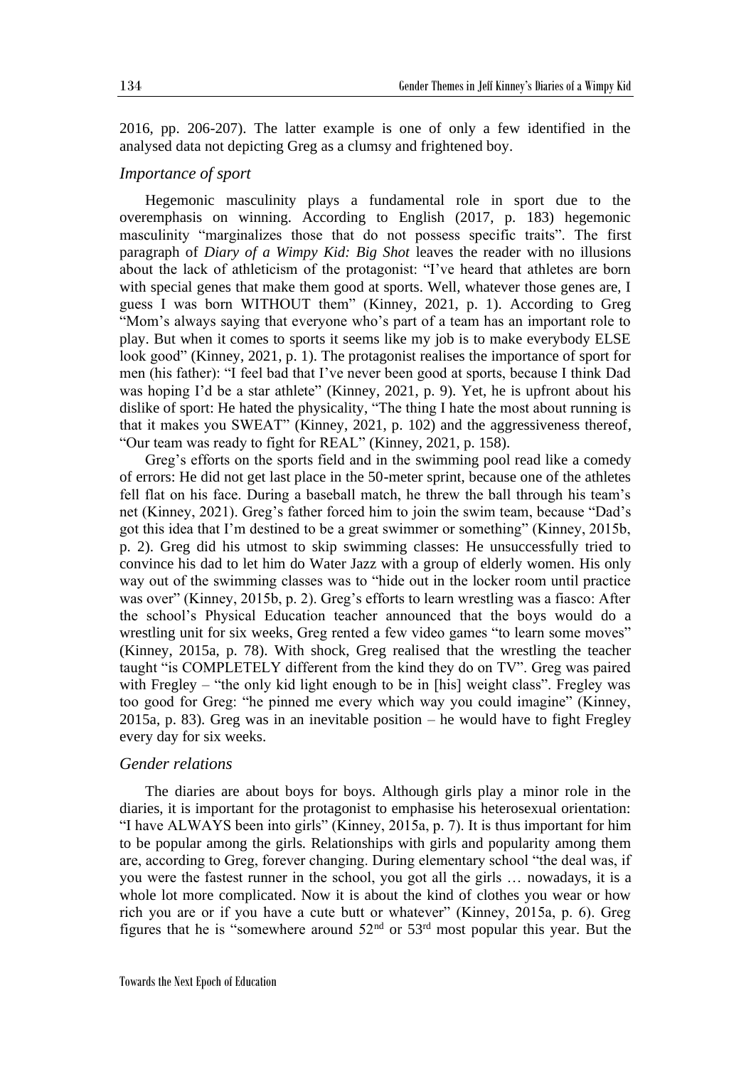2016, pp. 206-207). The latter example is one of only a few identified in the analysed data not depicting Greg as a clumsy and frightened boy.

### *Importance of sport*

Hegemonic masculinity plays a fundamental role in sport due to the overemphasis on winning. According to English (2017, p. 183) hegemonic masculinity "marginalizes those that do not possess specific traits". The first paragraph of *Diary of a Wimpy Kid: Big Shot* leaves the reader with no illusions about the lack of athleticism of the protagonist: "I've heard that athletes are born with special genes that make them good at sports. Well, whatever those genes are, I guess I was born WITHOUT them" (Kinney, 2021, p. 1). According to Greg "Mom's always saying that everyone who's part of a team has an important role to play. But when it comes to sports it seems like my job is to make everybody ELSE look good" (Kinney, 2021, p. 1). The protagonist realises the importance of sport for men (his father): "I feel bad that I've never been good at sports, because I think Dad was hoping I'd be a star athlete" (Kinney, 2021, p. 9). Yet, he is upfront about his dislike of sport: He hated the physicality, "The thing I hate the most about running is that it makes you SWEAT" (Kinney, 2021, p. 102) and the aggressiveness thereof, "Our team was ready to fight for REAL" (Kinney, 2021, p. 158).

Greg's efforts on the sports field and in the swimming pool read like a comedy of errors: He did not get last place in the 50-meter sprint, because one of the athletes fell flat on his face. During a baseball match, he threw the ball through his team's net (Kinney, 2021). Greg's father forced him to join the swim team, because "Dad's got this idea that I'm destined to be a great swimmer or something" (Kinney, 2015b, p. 2). Greg did his utmost to skip swimming classes: He unsuccessfully tried to convince his dad to let him do Water Jazz with a group of elderly women. His only way out of the swimming classes was to "hide out in the locker room until practice was over" (Kinney, 2015b, p. 2). Greg's efforts to learn wrestling was a fiasco: After the school's Physical Education teacher announced that the boys would do a wrestling unit for six weeks, Greg rented a few video games "to learn some moves" (Kinney, 2015a, p. 78). With shock, Greg realised that the wrestling the teacher taught "is COMPLETELY different from the kind they do on TV". Greg was paired with Fregley – "the only kid light enough to be in [his] weight class". Fregley was too good for Greg: "he pinned me every which way you could imagine" (Kinney, 2015a, p. 83). Greg was in an inevitable position – he would have to fight Fregley every day for six weeks.

### *Gender relations*

The diaries are about boys for boys. Although girls play a minor role in the diaries, it is important for the protagonist to emphasise his heterosexual orientation: "I have ALWAYS been into girls" (Kinney, 2015a, p. 7). It is thus important for him to be popular among the girls. Relationships with girls and popularity among them are, according to Greg, forever changing. During elementary school "the deal was, if you were the fastest runner in the school, you got all the girls … nowadays, it is a whole lot more complicated. Now it is about the kind of clothes you wear or how rich you are or if you have a cute butt or whatever" (Kinney, 2015a, p. 6). Greg figures that he is "somewhere around 52nd or 53rd most popular this year. But the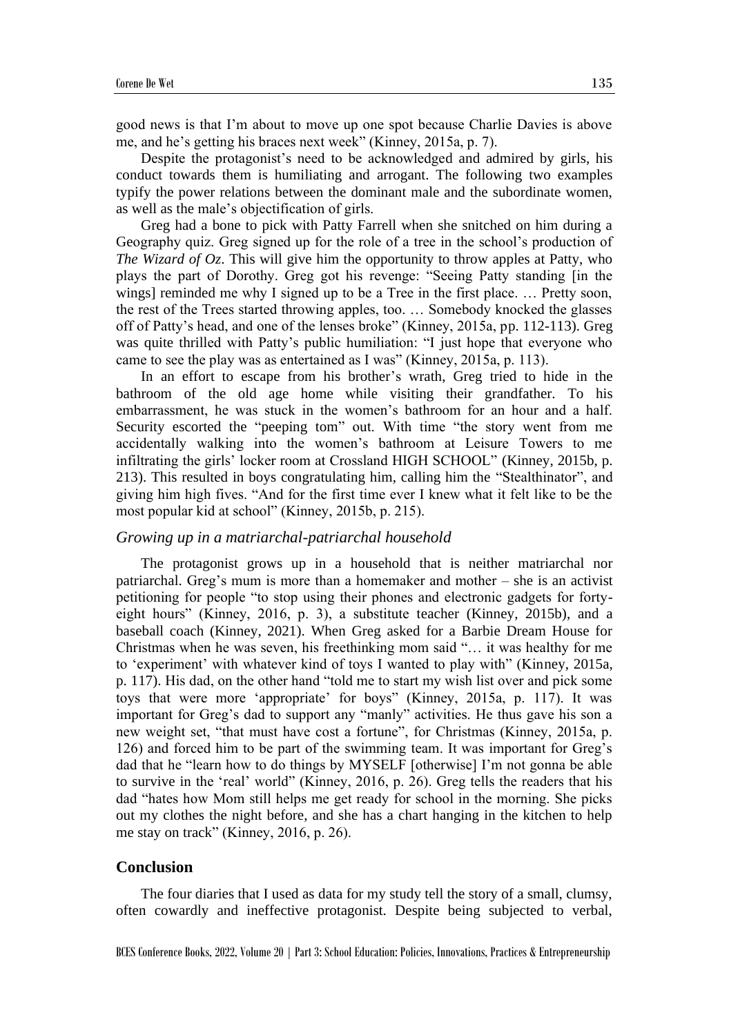good news is that I'm about to move up one spot because Charlie Davies is above me, and he's getting his braces next week" (Kinney, 2015a, p. 7).

Despite the protagonist's need to be acknowledged and admired by girls, his conduct towards them is humiliating and arrogant. The following two examples typify the power relations between the dominant male and the subordinate women, as well as the male's objectification of girls.

Greg had a bone to pick with Patty Farrell when she snitched on him during a Geography quiz. Greg signed up for the role of a tree in the school's production of *The Wizard of Oz*. This will give him the opportunity to throw apples at Patty, who plays the part of Dorothy. Greg got his revenge: "Seeing Patty standing [in the wings] reminded me why I signed up to be a Tree in the first place. … Pretty soon, the rest of the Trees started throwing apples, too. … Somebody knocked the glasses off of Patty's head, and one of the lenses broke" (Kinney, 2015a, pp. 112-113). Greg was quite thrilled with Patty's public humiliation: "I just hope that everyone who came to see the play was as entertained as I was" (Kinney, 2015a, p. 113).

In an effort to escape from his brother's wrath, Greg tried to hide in the bathroom of the old age home while visiting their grandfather. To his embarrassment, he was stuck in the women's bathroom for an hour and a half. Security escorted the "peeping tom" out. With time "the story went from me accidentally walking into the women's bathroom at Leisure Towers to me infiltrating the girls' locker room at Crossland HIGH SCHOOL" (Kinney, 2015b, p. 213). This resulted in boys congratulating him, calling him the "Stealthinator", and giving him high fives. "And for the first time ever I knew what it felt like to be the most popular kid at school" (Kinney, 2015b, p. 215).

### *Growing up in a matriarchal-patriarchal household*

The protagonist grows up in a household that is neither matriarchal nor patriarchal. Greg's mum is more than a homemaker and mother – she is an activist petitioning for people "to stop using their phones and electronic gadgets for forty-eight hours" (Kinney, 2016, p. 3), a substitute teacher (Kinney, 2015b), and a baseball coach (Kinney, 2021). When Greg asked for a Barbie Dream House for Christmas when he was seven, his freethinking mom said "… it was healthy for me to 'experiment' with whatever kind of toys I wanted to play with" (Kinney, 2015a, p. 117). His dad, on the other hand "told me to start my wish list over and pick some toys that were more 'appropriate' for boys" (Kinney, 2015a, p. 117). It was important for Greg's dad to support any "manly" activities. He thus gave his son a new weight set, "that must have cost a fortune", for Christmas (Kinney, 2015a, p. 126) and forced him to be part of the swimming team. It was important for Greg's dad that he "learn how to do things by MYSELF [otherwise] I'm not gonna be able to survive in the 'real' world" (Kinney, 2016, p. 26). Greg tells the readers that his dad "hates how Mom still helps me get ready for school in the morning. She picks out my clothes the night before, and she has a chart hanging in the kitchen to help me stay on track" (Kinney, 2016, p. 26).

## Conclusion

The four diaries that I used as data for my study tell the story of a small, clumsy, often cowardly and ineffective protagonist. Despite being subjected to verbal,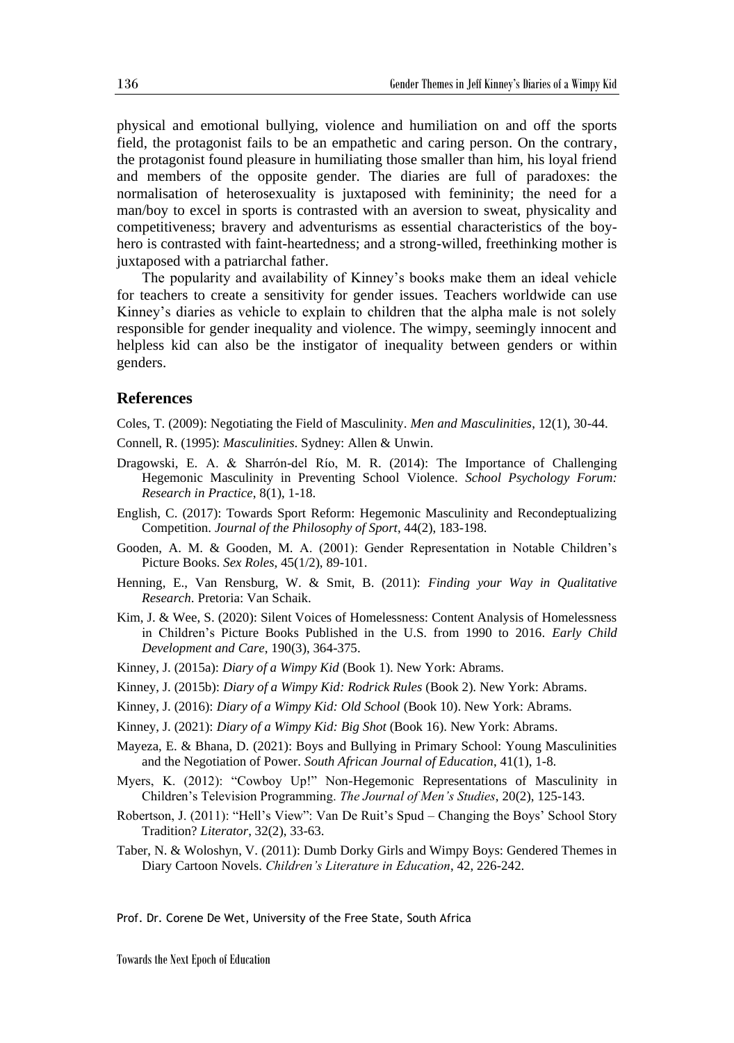physical and emotional bullying, violence and humiliation on and off the sports field, the protagonist fails to be an empathetic and caring person. On the contrary, the protagonist found pleasure in humiliating those smaller than him, his loyal friend and members of the opposite gender. The diaries are full of paradoxes: the normalisation of heterosexuality is juxtaposed with femininity; the need for a man/boy to excel in sports is contrasted with an aversion to sweat, physicality and competitiveness; bravery and adventurisms as essential characteristics of the boy-hero is contrasted with faint-heartedness; and a strong-willed, freethinking mother is juxtaposed with a patriarchal father.

The popularity and availability of Kinney's books make them an ideal vehicle for teachers to create a sensitivity for gender issues. Teachers worldwide can use Kinney's diaries as vehicle to explain to children that the alpha male is not solely responsible for gender inequality and violence. The wimpy, seemingly innocent and helpless kid can also be the instigator of inequality between genders or within genders.

## References

Coles, T. (2009): Negotiating the Field of Masculinity. *Men and Masculinities*, 12(1), 30-44.

Connell, R. (1995): *Masculinities*. Sydney: Allen & Unwin.

Dragowski, E. A. & Sharrón-del Río, M. R. (2014): The Importance of Challenging Hegemonic Masculinity in Preventing School Violence. *School Psychology Forum: Research in Practice*, 8(1), 1-18.

English, C. (2017): Towards Sport Reform: Hegemonic Masculinity and Recondeptualizing Competition. *Journal of the Philosophy of Sport*, 44(2), 183-198.

Gooden, A. M. & Gooden, M. A. (2001): Gender Representation in Notable Children's Picture Books. *Sex Roles*, 45(1/2), 89-101.

Henning, E., Van Rensburg, W. & Smit, B. (2011): *Finding your Way in Qualitative Research*. Pretoria: Van Schaik.

Kim, J. & Wee, S. (2020): Silent Voices of Homelessness: Content Analysis of Homelessness in Children's Picture Books Published in the U.S. from 1990 to 2016. *Early Child Development and Care*, 190(3), 364-375.

Kinney, J. (2015a): *Diary of a Wimpy Kid* (Book 1). New York: Abrams.

Kinney, J. (2015b): *Diary of a Wimpy Kid: Rodrick Rules* (Book 2). New York: Abrams.

Kinney, J. (2016): *Diary of a Wimpy Kid: Old School* (Book 10). New York: Abrams.

Kinney, J. (2021): *Diary of a Wimpy Kid: Big Shot* (Book 16). New York: Abrams.

Mayeza, E. & Bhana, D. (2021): Boys and Bullying in Primary School: Young Masculinities and the Negotiation of Power. *South African Journal of Education*, 41(1), 1-8.

Myers, K. (2012): "Cowboy Up!" Non-Hegemonic Representations of Masculinity in Children's Television Programming. *The Journal of Men's Studies*, 20(2), 125-143.

Robertson, J. (2011): "Hell's View": Van De Ruit's Spud – Changing the Boys' School Story Tradition? *Literator*, 32(2), 33-63.

Taber, N. & Woloshyn, V. (2011): Dumb Dorky Girls and Wimpy Boys: Gendered Themes in Diary Cartoon Novels. *Children's Literature in Education*, 42, 226-242.

Prof. Dr. Corene De Wet, University of the Free State, South Africa